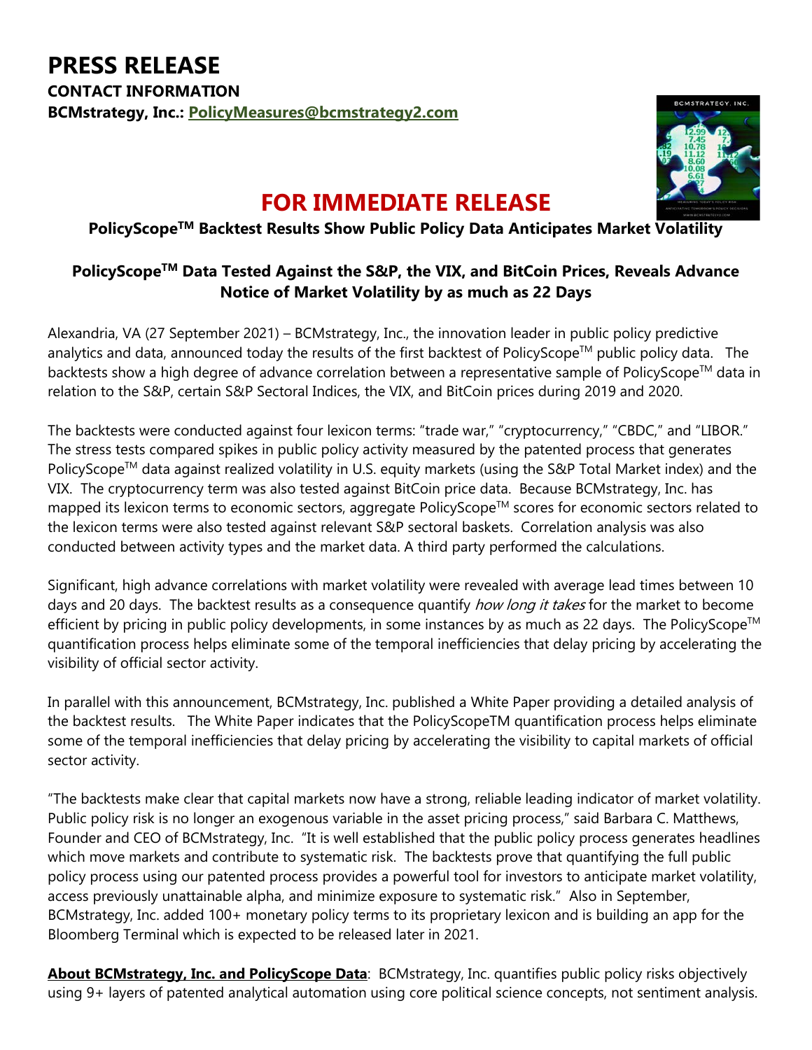# PRESS RELEASE

**CONTACT INFORMATION**

**BCMstrategy, Inc.: PolicyMeasures@bcmstrategy2.com**

## FOR IMMEDIATE RELEASE

**PolicyScope™ Backtest Results Show Public Policy Data Anticipates Market Volatility**

**PolicyScope™ Data Tested Against the S&P, the VIX, and BitCoin Prices, Reveals Advance Notice of Market Volatility by as much as 22 Days**

Alexandria, VA (27 September 2021) – BCMstrategy, Inc., the innovation leader in public policy predictive analytics and data, announced today the results of the first backtest of PolicyScope™ public policy data. The backtests show a high degree of advance correlation between a representative sample of PolicyScope™ data in relation to the S&P, certain S&P Sectoral Indices, the VIX, and BitCoin prices during 2019 and 2020.

The backtests were conducted against four lexicon terms: "trade war," "cryptocurrency," "CBDC," and "LIBOR." The stress tests compared spikes in public policy activity measured by the patented process that generates PolicyScope™ data against realized volatility in U.S. equity markets (using the S&P Total Market index) and the VIX. The cryptocurrency term was also tested against BitCoin price data. Because BCMstrategy, Inc. has mapped its lexicon terms to economic sectors, aggregate PolicyScope™ scores for economic sectors related to the lexicon terms were also tested against relevant S&P sectoral baskets. Correlation analysis was also conducted between activity types and the market data. A third party performed the calculations.

Significant, high advance correlations with market volatility were revealed with average lead times between 10 days and 20 days. The backtest results as a consequence quantify *how long it takes* for the market to become efficient by pricing in public policy developments, in some instances by as much as 22 days. The PolicyScope™ quantification process helps eliminate some of the temporal inefficiencies that delay pricing by accelerating the visibility of official sector activity.

In parallel with this announcement, BCMstrategy, Inc. published a White Paper providing a detailed analysis of the backtest results. The White Paper indicates that the PolicyScopeTM quantification process helps eliminate some of the temporal inefficiencies that delay pricing by accelerating the visibility to capital markets of official sector activity.

"The backtests make clear that capital markets now have a strong, reliable leading indicator of market volatility. Public policy risk is no longer an exogenous variable in the asset pricing process," said Barbara C. Matthews, Founder and CEO of BCMstrategy, Inc. "It is well established that the public policy process generates headlines which move markets and contribute to systematic risk. The backtests prove that quantifying the full public policy process using our patented process provides a powerful tool for investors to anticipate market volatility, access previously unattainable alpha, and minimize exposure to systematic risk." Also in September, BCMstrategy, Inc. added 100+ monetary policy terms to its proprietary lexicon and is building an app for the Bloomberg Terminal which is expected to be released later in 2021.

**About BCMstrategy, Inc. and PolicyScope Data**: BCMstrategy, Inc. quantifies public policy risks objectively using 9+ layers of patented analytical automation using core political science concepts, not sentiment analysis.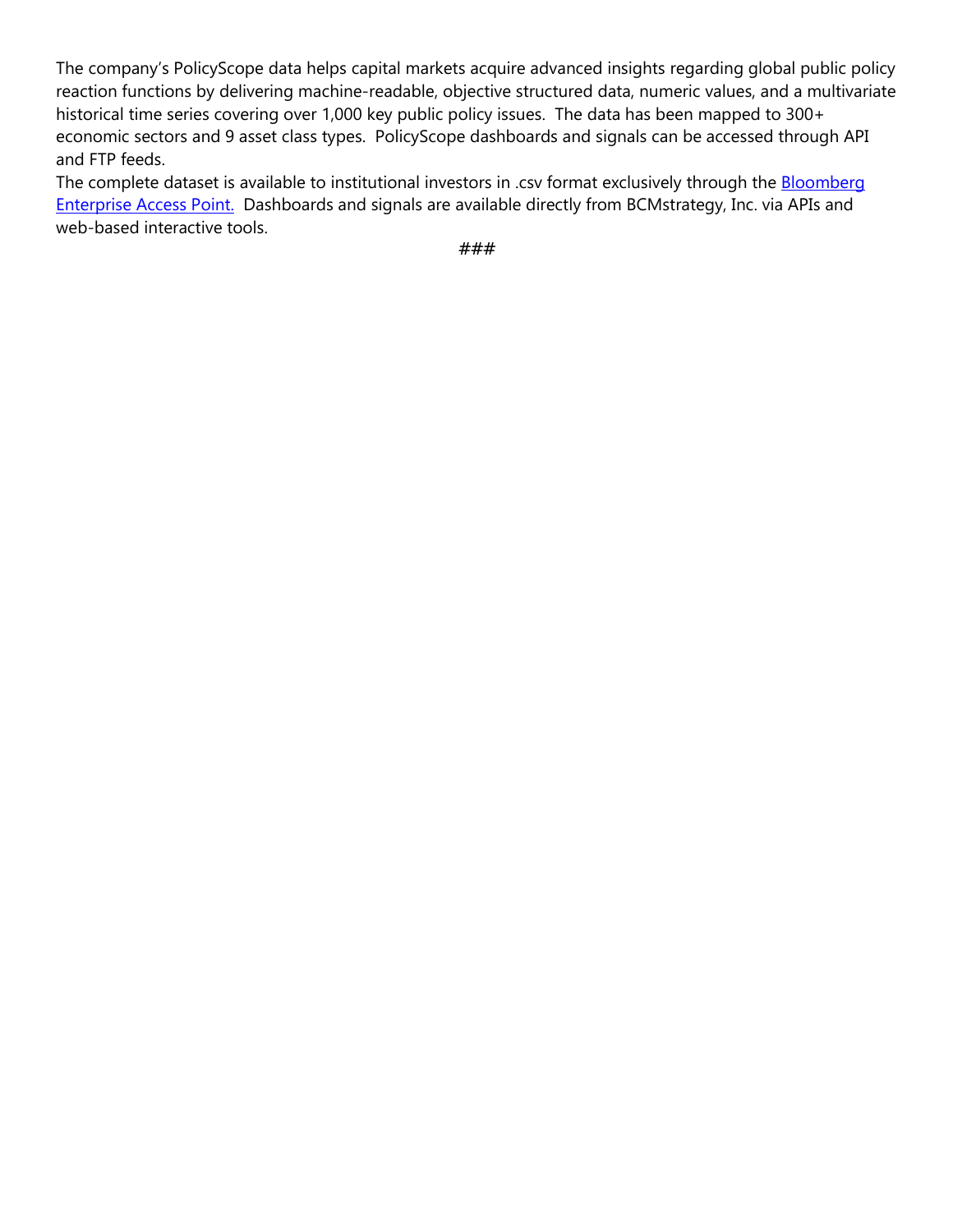The company's PolicyScope data helps capital markets acquire advanced insights regarding global public policy reaction functions by delivering machine-readable, objective structured data, numeric values, and a multivariate historical time series covering over 1,000 key public policy issues. The data has been mapped to 300+ economic sectors and 9 asset class types. PolicyScope dashboards and signals can be accessed through API and FTP feeds.

The complete dataset is available to institutional investors in .csv format exclusively through the Bloomberg Enterprise Access Point. Dashboards and signals are available directly from BCMstrategy, Inc. via APIs and web-based interactive tools.

###